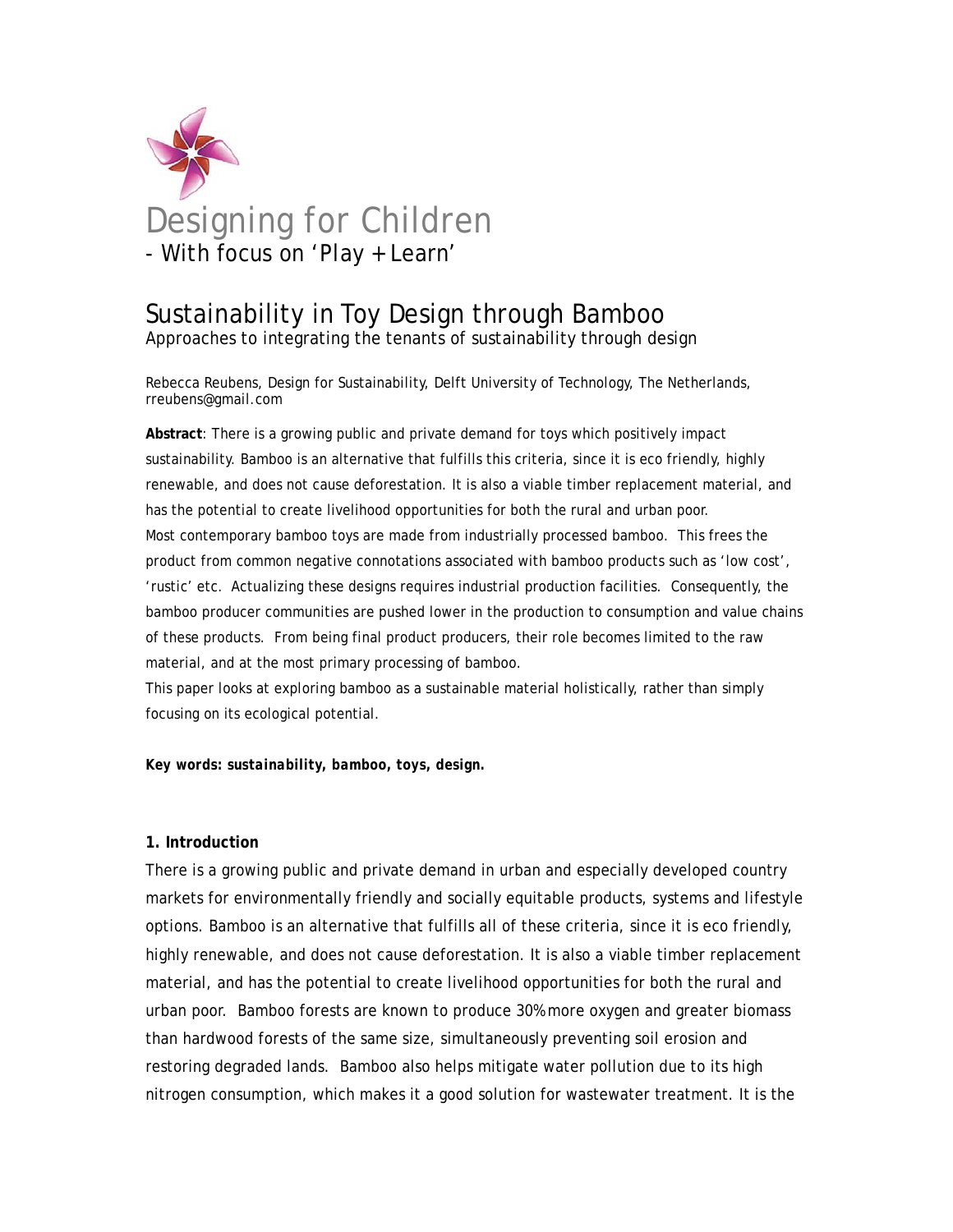# Designing for Children
- With focus on 'Play + Learn'

## Sustainability in Toy Design through Bamboo
Approaches to integrating the tenants of sustainability through design

Rebecca Reubens, Design for Sustainability, Delft University of Technology, The Netherlands, rreubens@gmail.com

**Abstract**: There is a growing public and private demand for toys which positively impact sustainability. Bamboo is an alternative that fulfills this criteria, since it is eco friendly, highly renewable, and does not cause deforestation. It is also a viable timber replacement material, and has the potential to create livelihood opportunities for both the rural and urban poor.
Most contemporary bamboo toys are made from industrially processed bamboo. This frees the product from common negative connotations associated with bamboo products such as 'low cost', 'rustic' etc. Actualizing these designs requires industrial production facilities. Consequently, the bamboo producer communities are pushed lower in the production to consumption and value chains of these products. From being final product producers, their role becomes limited to the raw material, and at the most primary processing of bamboo.
This paper looks at exploring bamboo as a sustainable material holistically, rather than simply focusing on its ecological potential.

***Key words: sustainability, bamboo, toys, design.***

### 1. Introduction

There is a growing public and private demand in urban and especially developed country markets for environmentally friendly and socially equitable products, systems and lifestyle options. Bamboo is an alternative that fulfills all of these criteria, since it is eco friendly, highly renewable, and does not cause deforestation. It is also a viable timber replacement material, and has the potential to create livelihood opportunities for both the rural and urban poor. Bamboo forests are known to produce 30% more oxygen and greater biomass than hardwood forests of the same size, simultaneously preventing soil erosion and restoring degraded lands. Bamboo also helps mitigate water pollution due to its high nitrogen consumption, which makes it a good solution for wastewater treatment. It is the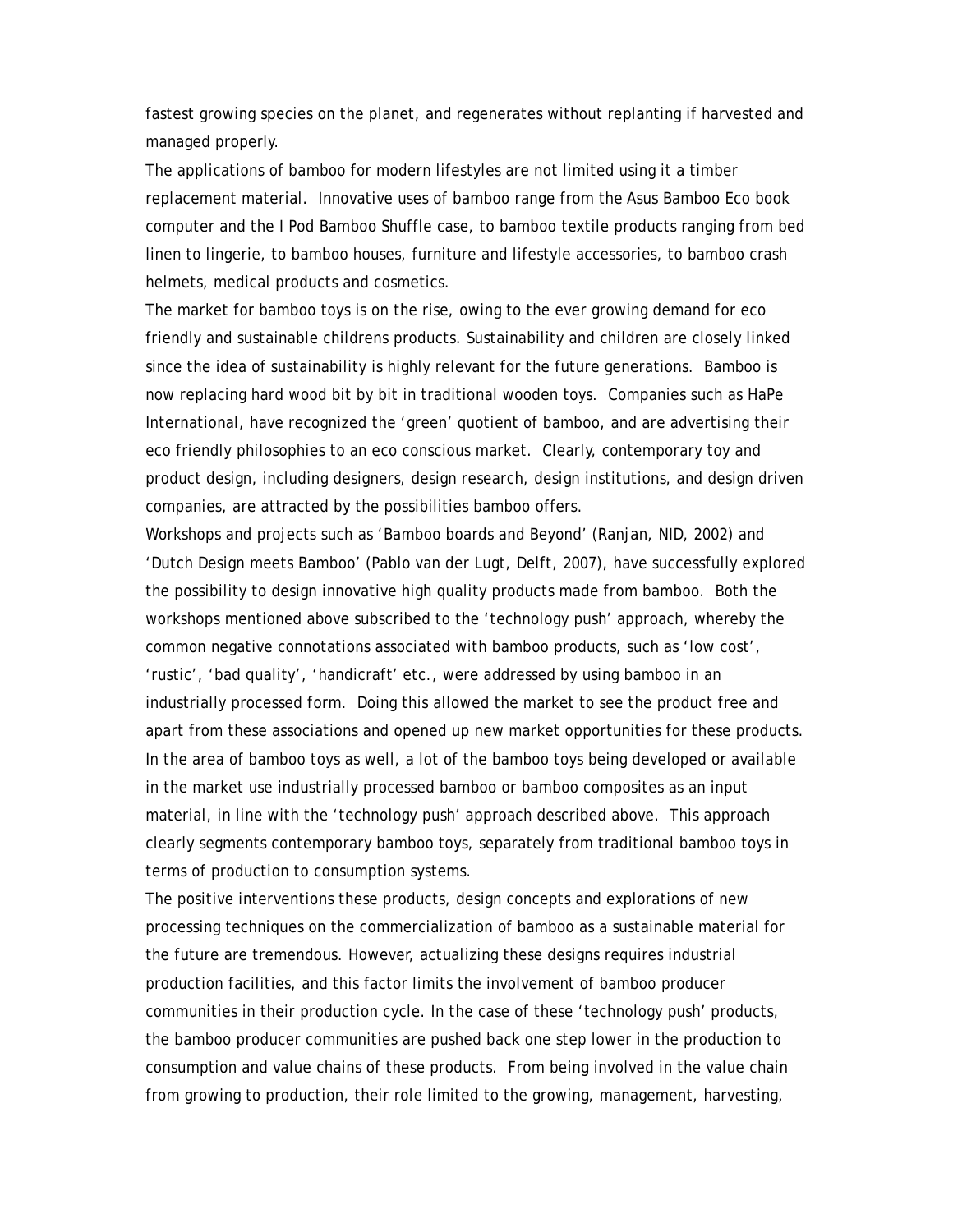fastest growing species on the planet, and regenerates without replanting if harvested and managed properly.

The applications of bamboo for modern lifestyles are not limited using it a timber replacement material. Innovative uses of bamboo range from the Asus Bamboo Eco book computer and the I Pod Bamboo Shuffle case, to bamboo textile products ranging from bed linen to lingerie, to bamboo houses, furniture and lifestyle accessories, to bamboo crash helmets, medical products and cosmetics.

The market for bamboo toys is on the rise, owing to the ever growing demand for eco friendly and sustainable childrens products. Sustainability and children are closely linked since the idea of sustainability is highly relevant for the future generations. Bamboo is now replacing hard wood bit by bit in traditional wooden toys. Companies such as HaPe International, have recognized the 'green' quotient of bamboo, and are advertising their eco friendly philosophies to an eco conscious market. Clearly, contemporary toy and product design, including designers, design research, design institutions, and design driven companies, are attracted by the possibilities bamboo offers.

Workshops and projects such as 'Bamboo boards and Beyond' (Ranjan, NID, 2002) and 'Dutch Design meets Bamboo' (Pablo van der Lugt, Delft, 2007), have successfully explored the possibility to design innovative high quality products made from bamboo. Both the workshops mentioned above subscribed to the 'technology push' approach, whereby the common negative connotations associated with bamboo products, such as 'low cost', 'rustic', 'bad quality', 'handicraft' etc., were addressed by using bamboo in an industrially processed form. Doing this allowed the market to see the product free and apart from these associations and opened up new market opportunities for these products. In the area of bamboo toys as well, a lot of the bamboo toys being developed or available in the market use industrially processed bamboo or bamboo composites as an input material, in line with the 'technology push' approach described above. This approach clearly segments contemporary bamboo toys, separately from traditional bamboo toys in terms of production to consumption systems.

The positive interventions these products, design concepts and explorations of new processing techniques on the commercialization of bamboo as a sustainable material for the future are tremendous. However, actualizing these designs requires industrial production facilities, and this factor limits the involvement of bamboo producer communities in their production cycle. In the case of these 'technology push' products, the bamboo producer communities are pushed back one step lower in the production to consumption and value chains of these products. From being involved in the value chain from growing to production, their role limited to the growing, management, harvesting,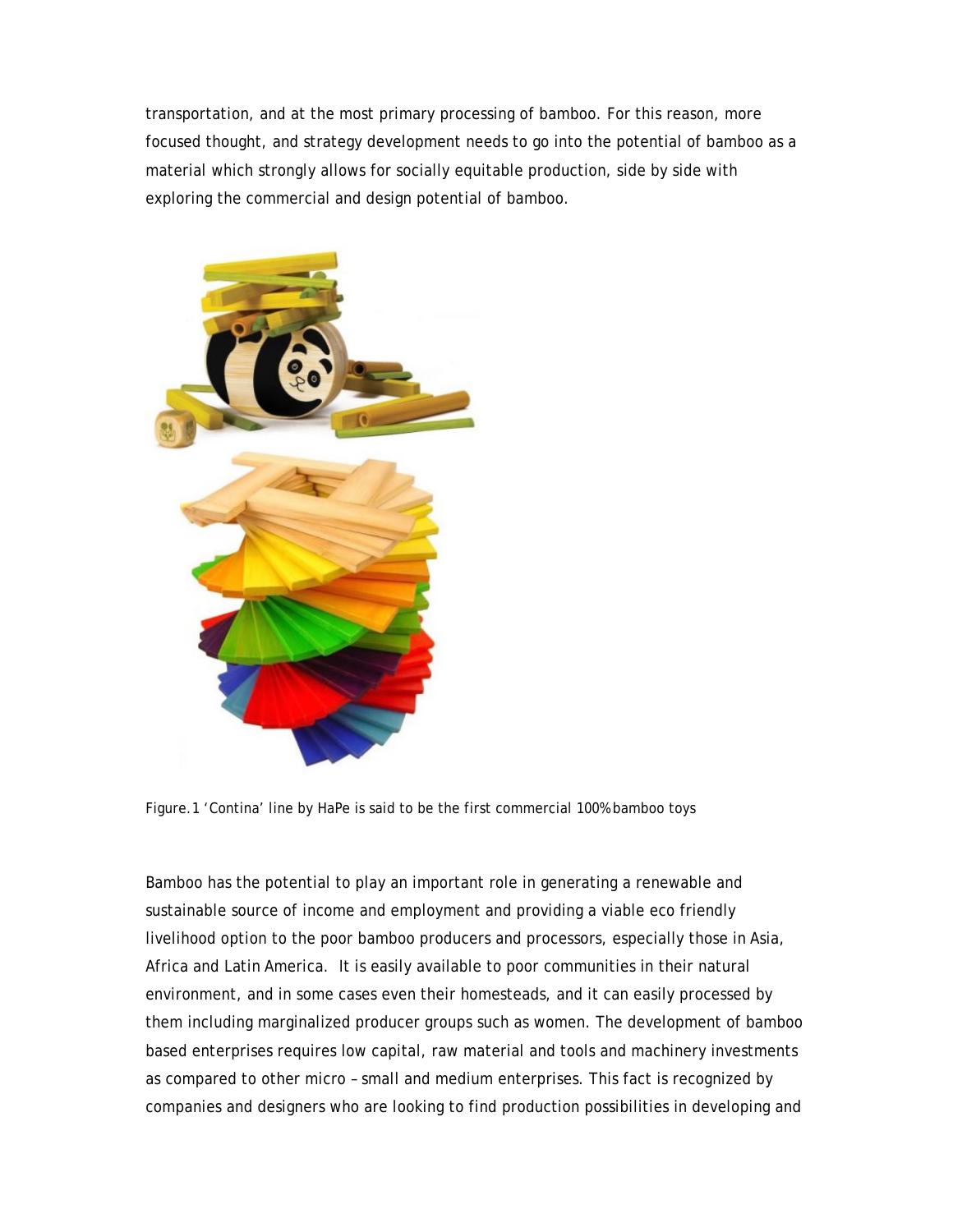transportation, and at the most primary processing of bamboo. For this reason, more focused thought, and strategy development needs to go into the potential of bamboo as a material which strongly allows for socially equitable production, side by side with exploring the commercial and design potential of bamboo.

Figure.1 'Contina' line by HaPe is said to be the first commercial 100% bamboo toys

Bamboo has the potential to play an important role in generating a renewable and sustainable source of income and employment and providing a viable eco friendly livelihood option to the poor bamboo producers and processors, especially those in Asia, Africa and Latin America. It is easily available to poor communities in their natural environment, and in some cases even their homesteads, and it can easily processed by them including marginalized producer groups such as women. The development of bamboo based enterprises requires low capital, raw material and tools and machinery investments as compared to other micro – small and medium enterprises. This fact is recognized by companies and designers who are looking to find production possibilities in developing and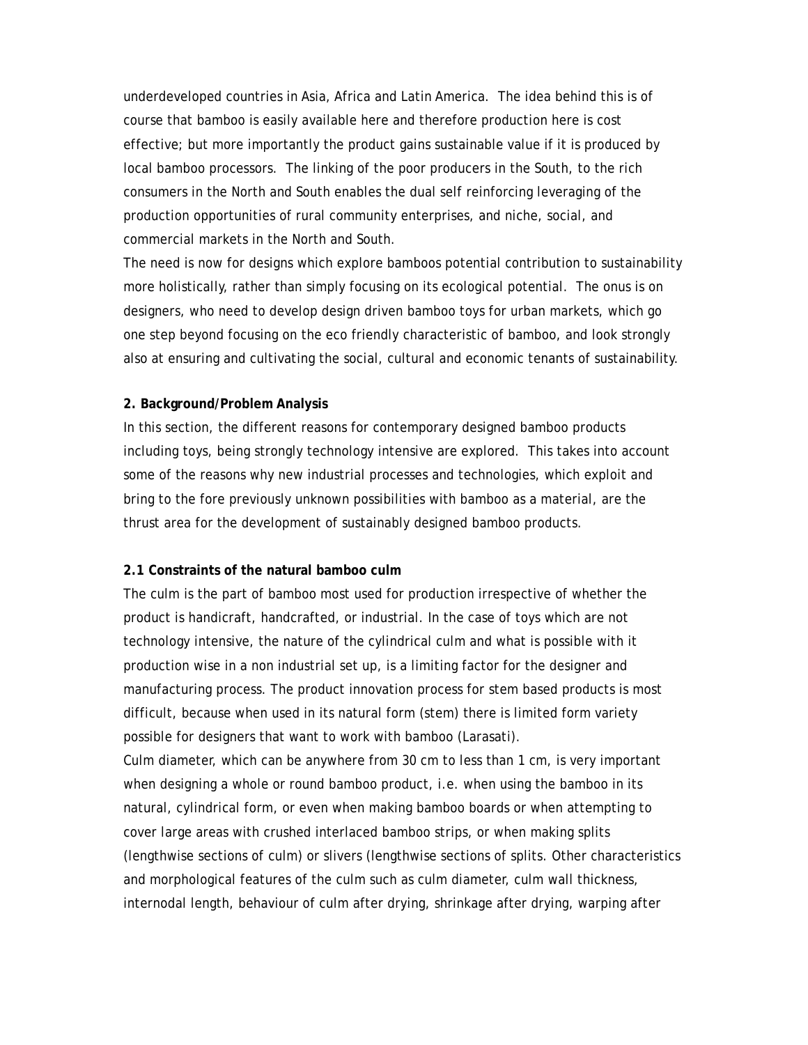underdeveloped countries in Asia, Africa and Latin America. The idea behind this is of course that bamboo is easily available here and therefore production here is cost effective; but more importantly the product gains sustainable value if it is produced by local bamboo processors. The linking of the poor producers in the South, to the rich consumers in the North and South enables the dual self reinforcing leveraging of the production opportunities of rural community enterprises, and niche, social, and commercial markets in the North and South.

The need is now for designs which explore bamboos potential contribution to sustainability more holistically, rather than simply focusing on its ecological potential. The onus is on designers, who need to develop design driven bamboo toys for urban markets, which go one step beyond focusing on the eco friendly characteristic of bamboo, and look strongly also at ensuring and cultivating the social, cultural and economic tenants of sustainability.

## 2. Background/Problem Analysis

In this section, the different reasons for contemporary designed bamboo products including toys, being strongly technology intensive are explored. This takes into account some of the reasons why new industrial processes and technologies, which exploit and bring to the fore previously unknown possibilities with bamboo as a material, are the thrust area for the development of sustainably designed bamboo products.

### 2.1 Constraints of the natural bamboo culm

The culm is the part of bamboo most used for production irrespective of whether the product is handicraft, handcrafted, or industrial. In the case of toys which are not technology intensive, the nature of the cylindrical culm and what is possible with it production wise in a non industrial set up, is a limiting factor for the designer and manufacturing process. The product innovation process for stem based products is most difficult, because when used in its natural form (stem) there is limited form variety possible for designers that want to work with bamboo (Larasati).

Culm diameter, which can be anywhere from 30 cm to less than 1 cm, is very important when designing a whole or round bamboo product, i.e. when using the bamboo in its natural, cylindrical form, or even when making bamboo boards or when attempting to cover large areas with crushed interlaced bamboo strips, or when making splits (lengthwise sections of culm) or slivers (lengthwise sections of splits. Other characteristics and morphological features of the culm such as culm diameter, culm wall thickness, internodal length, behaviour of culm after drying, shrinkage after drying, warping after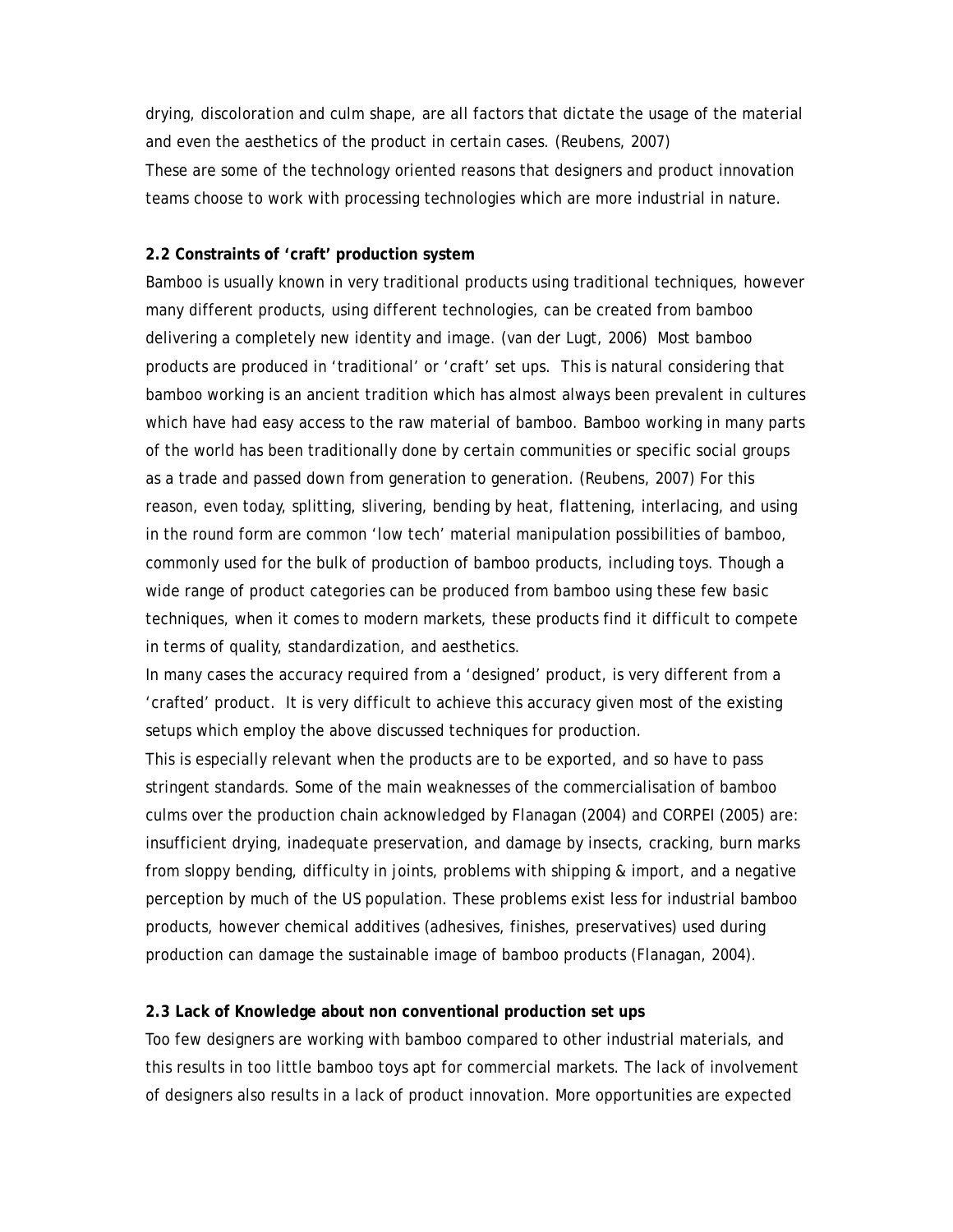drying, discoloration and culm shape, are all factors that dictate the usage of the material and even the aesthetics of the product in certain cases. (Reubens, 2007)

These are some of the technology oriented reasons that designers and product innovation teams choose to work with processing technologies which are more industrial in nature.

**2.2 Constraints of 'craft' production system**

Bamboo is usually known in very traditional products using traditional techniques, however many different products, using different technologies, can be created from bamboo delivering a completely new identity and image. (van der Lugt, 2006) Most bamboo products are produced in 'traditional' or 'craft' set ups. This is natural considering that bamboo working is an ancient tradition which has almost always been prevalent in cultures which have had easy access to the raw material of bamboo. Bamboo working in many parts of the world has been traditionally done by certain communities or specific social groups as a trade and passed down from generation to generation. (Reubens, 2007) For this reason, even today, splitting, slivering, bending by heat, flattening, interlacing, and using in the round form are common 'low tech' material manipulation possibilities of bamboo, commonly used for the bulk of production of bamboo products, including toys. Though a wide range of product categories can be produced from bamboo using these few basic techniques, when it comes to modern markets, these products find it difficult to compete in terms of quality, standardization, and aesthetics.

In many cases the accuracy required from a 'designed' product, is very different from a 'crafted' product. It is very difficult to achieve this accuracy given most of the existing setups which employ the above discussed techniques for production.

This is especially relevant when the products are to be exported, and so have to pass stringent standards. Some of the main weaknesses of the commercialisation of bamboo culms over the production chain acknowledged by Flanagan (2004) and CORPEI (2005) are: insufficient drying, inadequate preservation, and damage by insects, cracking, burn marks from sloppy bending, difficulty in joints, problems with shipping & import, and a negative perception by much of the US population. These problems exist less for industrial bamboo products, however chemical additives (adhesives, finishes, preservatives) used during production can damage the sustainable image of bamboo products (Flanagan, 2004).

**2.3 Lack of Knowledge about non conventional production set ups**

Too few designers are working with bamboo compared to other industrial materials, and this results in too little bamboo toys apt for commercial markets. The lack of involvement of designers also results in a lack of product innovation. More opportunities are expected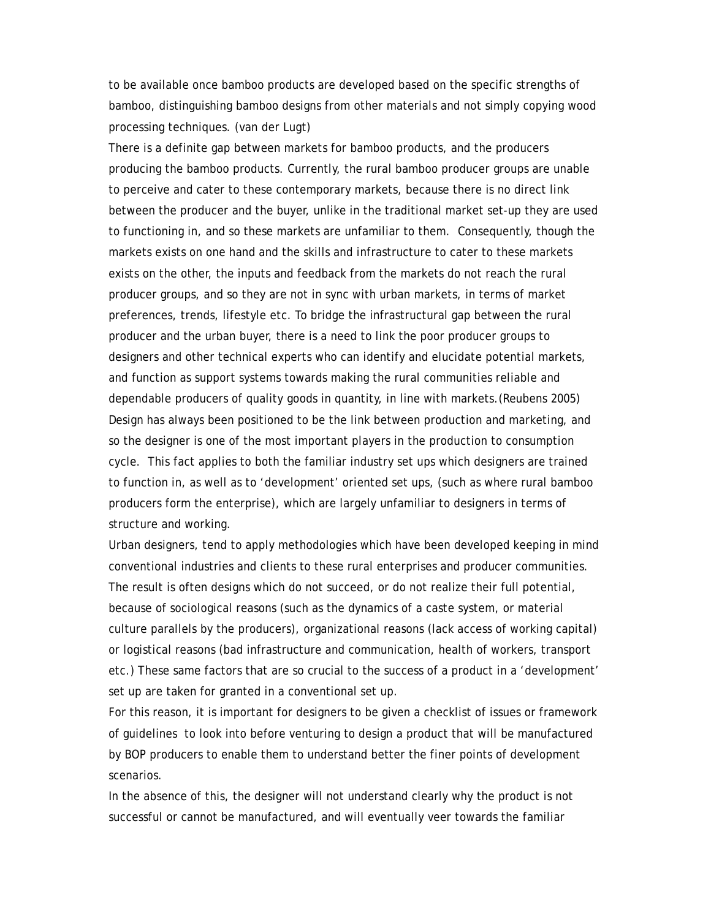to be available once bamboo products are developed based on the specific strengths of bamboo, distinguishing bamboo designs from other materials and not simply copying wood processing techniques. (van der Lugt)

There is a definite gap between markets for bamboo products, and the producers producing the bamboo products. Currently, the rural bamboo producer groups are unable to perceive and cater to these contemporary markets, because there is no direct link between the producer and the buyer, unlike in the traditional market set-up they are used to functioning in, and so these markets are unfamiliar to them. Consequently, though the markets exists on one hand and the skills and infrastructure to cater to these markets exists on the other, the inputs and feedback from the markets do not reach the rural producer groups, and so they are not in sync with urban markets, in terms of market preferences, trends, lifestyle etc. To bridge the infrastructural gap between the rural producer and the urban buyer, there is a need to link the poor producer groups to designers and other technical experts who can identify and elucidate potential markets, and function as support systems towards making the rural communities reliable and dependable producers of quality goods in quantity, in line with markets.(Reubens 2005)

Design has always been positioned to be the link between production and marketing, and so the designer is one of the most important players in the production to consumption cycle. This fact applies to both the familiar industry set ups which designers are trained to function in, as well as to 'development' oriented set ups, (such as where rural bamboo producers form the enterprise), which are largely unfamiliar to designers in terms of structure and working.

Urban designers, tend to apply methodologies which have been developed keeping in mind conventional industries and clients to these rural enterprises and producer communities. The result is often designs which do not succeed, or do not realize their full potential, because of sociological reasons (such as the dynamics of a caste system, or material culture parallels by the producers), organizational reasons (lack access of working capital) or logistical reasons (bad infrastructure and communication, health of workers, transport etc.) These same factors that are so crucial to the success of a product in a 'development' set up are taken for granted in a conventional set up.

For this reason, it is important for designers to be given a checklist of issues or framework of guidelines to look into before venturing to design a product that will be manufactured by BOP producers to enable them to understand better the finer points of development scenarios.

In the absence of this, the designer will not understand clearly why the product is not successful or cannot be manufactured, and will eventually veer towards the familiar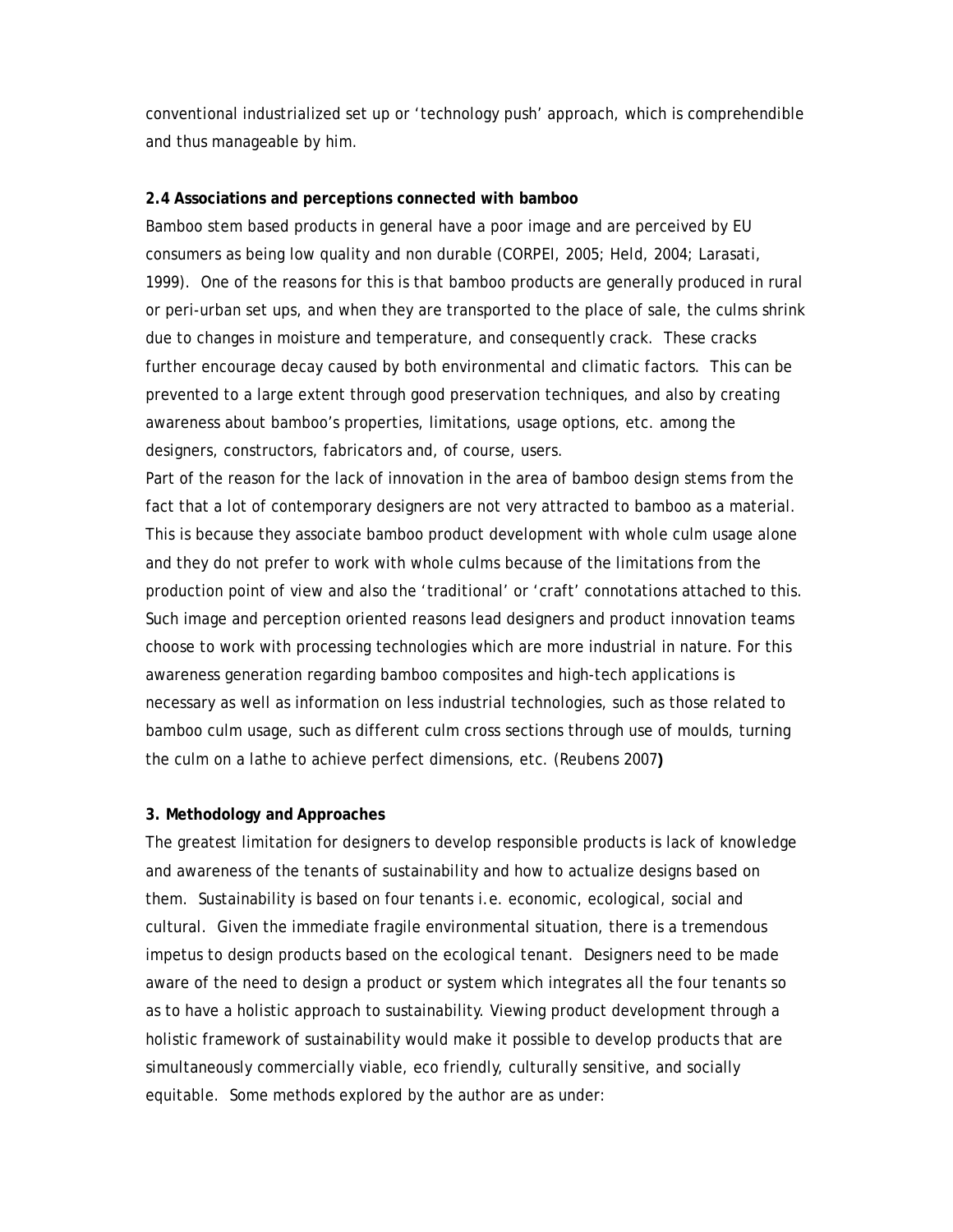conventional industrialized set up or 'technology push' approach, which is comprehendible and thus manageable by him.

### 2.4 Associations and perceptions connected with bamboo

Bamboo stem based products in general have a poor image and are perceived by EU consumers as being low quality and non durable (CORPEI, 2005; Held, 2004; Larasati, 1999). One of the reasons for this is that bamboo products are generally produced in rural or peri-urban set ups, and when they are transported to the place of sale, the culms shrink due to changes in moisture and temperature, and consequently crack. These cracks further encourage decay caused by both environmental and climatic factors. This can be prevented to a large extent through good preservation techniques, and also by creating awareness about bamboo's properties, limitations, usage options, etc. among the designers, constructors, fabricators and, of course, users.

Part of the reason for the lack of innovation in the area of bamboo design stems from the fact that a lot of contemporary designers are not very attracted to bamboo as a material. This is because they associate bamboo product development with whole culm usage alone and they do not prefer to work with whole culms because of the limitations from the production point of view and also the 'traditional' or 'craft' connotations attached to this. Such image and perception oriented reasons lead designers and product innovation teams choose to work with processing technologies which are more industrial in nature. For this awareness generation regarding bamboo composites and high-tech applications is necessary as well as information on less industrial technologies, such as those related to bamboo culm usage, such as different culm cross sections through use of moulds, turning the culm on a lathe to achieve perfect dimensions, etc. (Reubens 2007**)**

## 3. Methodology and Approaches

The greatest limitation for designers to develop responsible products is lack of knowledge and awareness of the tenants of sustainability and how to actualize designs based on them. Sustainability is based on four tenants i.e. economic, ecological, social and cultural. Given the immediate fragile environmental situation, there is a tremendous impetus to design products based on the ecological tenant. Designers need to be made aware of the need to design a product or system which integrates all the four tenants so as to have a holistic approach to sustainability. Viewing product development through a holistic framework of sustainability would make it possible to develop products that are simultaneously commercially viable, eco friendly, culturally sensitive, and socially equitable. Some methods explored by the author are as under: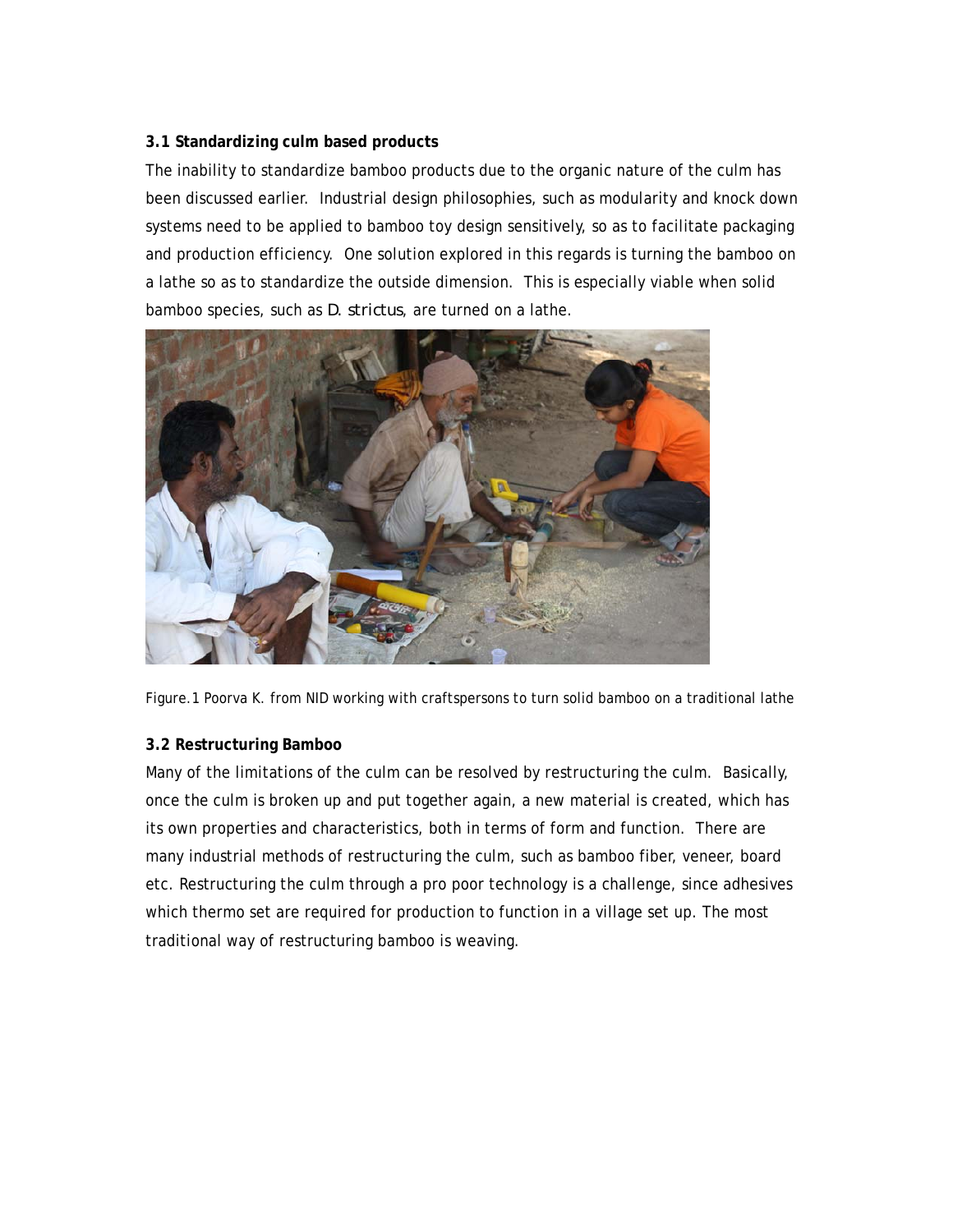### 3.1 Standardizing culm based products

The inability to standardize bamboo products due to the organic nature of the culm has been discussed earlier. Industrial design philosophies, such as modularity and knock down systems need to be applied to bamboo toy design sensitively, so as to facilitate packaging and production efficiency. One solution explored in this regards is turning the bamboo on a lathe so as to standardize the outside dimension. This is especially viable when solid bamboo species, such as *D. strictus*, are turned on a lathe.

Figure.1 Poorva K. from NID working with craftspersons to turn solid bamboo on a traditional lathe

### 3.2 Restructuring Bamboo

Many of the limitations of the culm can be resolved by restructuring the culm. Basically, once the culm is broken up and put together again, a new material is created, which has its own properties and characteristics, both in terms of form and function. There are many industrial methods of restructuring the culm, such as bamboo fiber, veneer, board etc. Restructuring the culm through a pro poor technology is a challenge, since adhesives which thermo set are required for production to function in a village set up. The most traditional way of restructuring bamboo is weaving.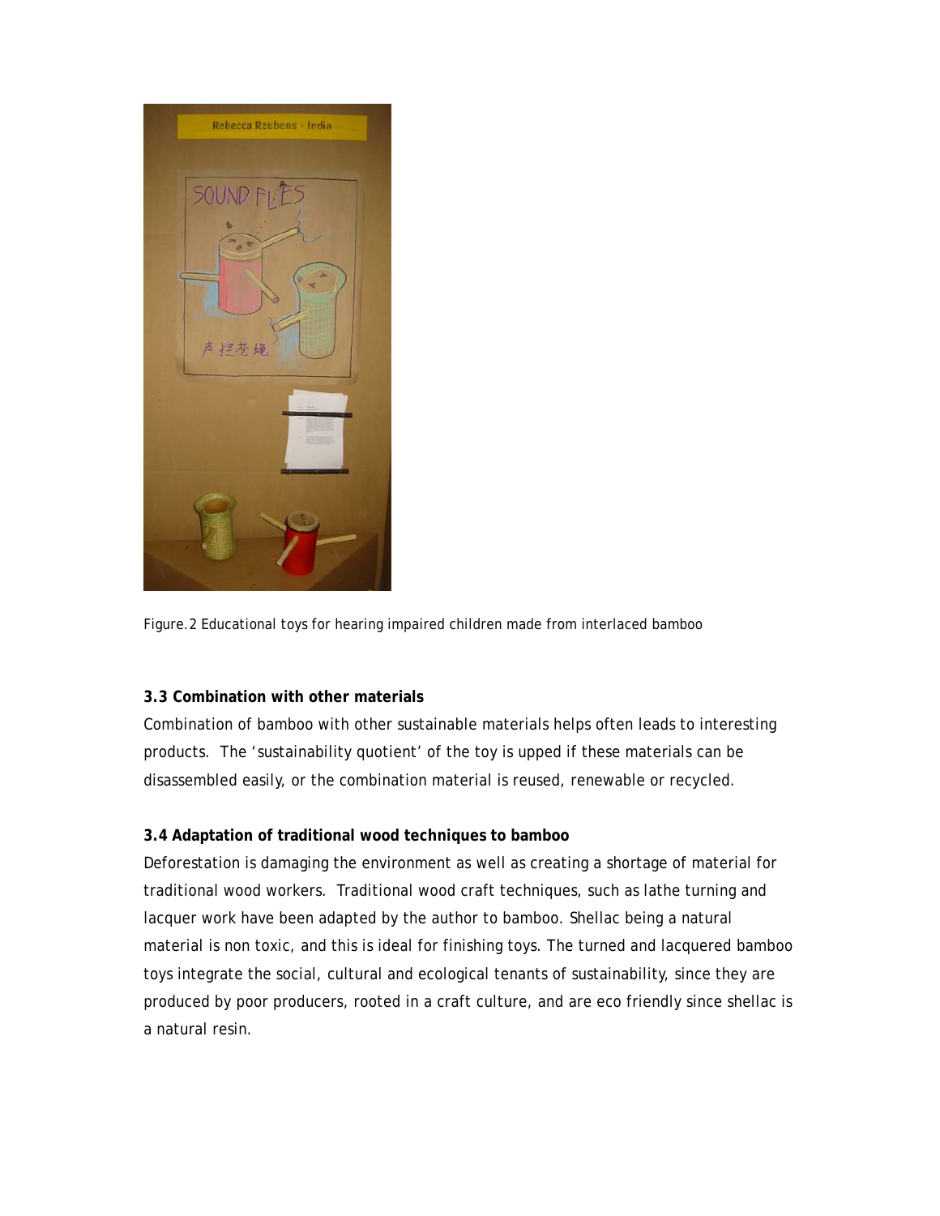Figure.2 Educational toys for hearing impaired children made from interlaced bamboo

### 3.3 Combination with other materials

Combination of bamboo with other sustainable materials helps often leads to interesting products. The 'sustainability quotient' of the toy is upped if these materials can be disassembled easily, or the combination material is reused, renewable or recycled.

### 3.4 Adaptation of traditional wood techniques to bamboo

Deforestation is damaging the environment as well as creating a shortage of material for traditional wood workers. Traditional wood craft techniques, such as lathe turning and lacquer work have been adapted by the author to bamboo. Shellac being a natural material is non toxic, and this is ideal for finishing toys. The turned and lacquered bamboo toys integrate the social, cultural and ecological tenants of sustainability, since they are produced by poor producers, rooted in a craft culture, and are eco friendly since shellac is a natural resin.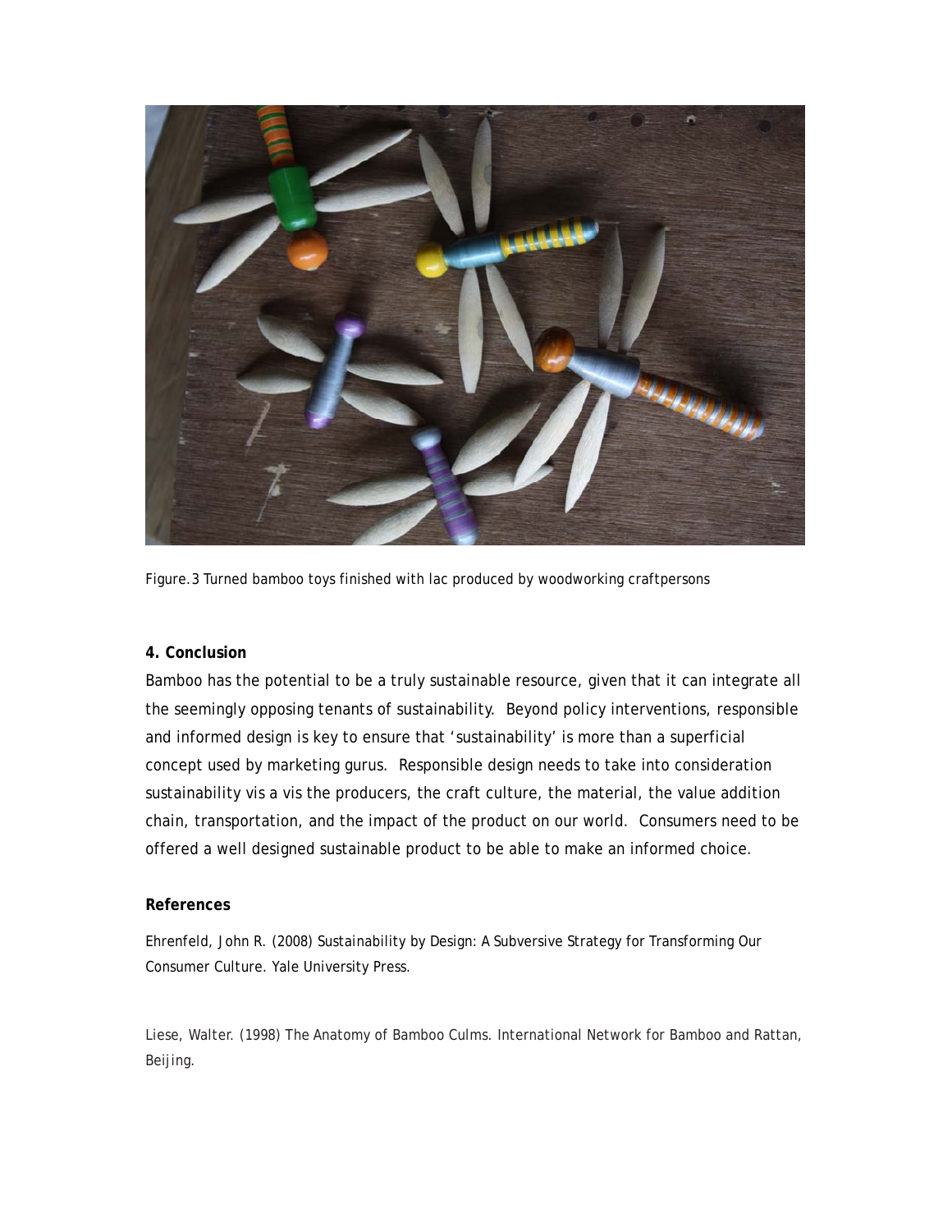Figure.3 Turned bamboo toys finished with lac produced by woodworking craftpersons

**4. Conclusion**

Bamboo has the potential to be a truly sustainable resource, given that it can integrate all the seemingly opposing tenants of sustainability. Beyond policy interventions, responsible and informed design is key to ensure that 'sustainability' is more than a superficial concept used by marketing gurus. Responsible design needs to take into consideration sustainability vis a vis the producers, the craft culture, the material, the value addition chain, transportation, and the impact of the product on our world. Consumers need to be offered a well designed sustainable product to be able to make an informed choice.

**References**

Ehrenfeld, John R. (2008) Sustainability by Design: A Subversive Strategy for Transforming Our Consumer Culture. Yale University Press.

Liese, Walter. (1998) The Anatomy of Bamboo Culms. International Network for Bamboo and Rattan, Beijing.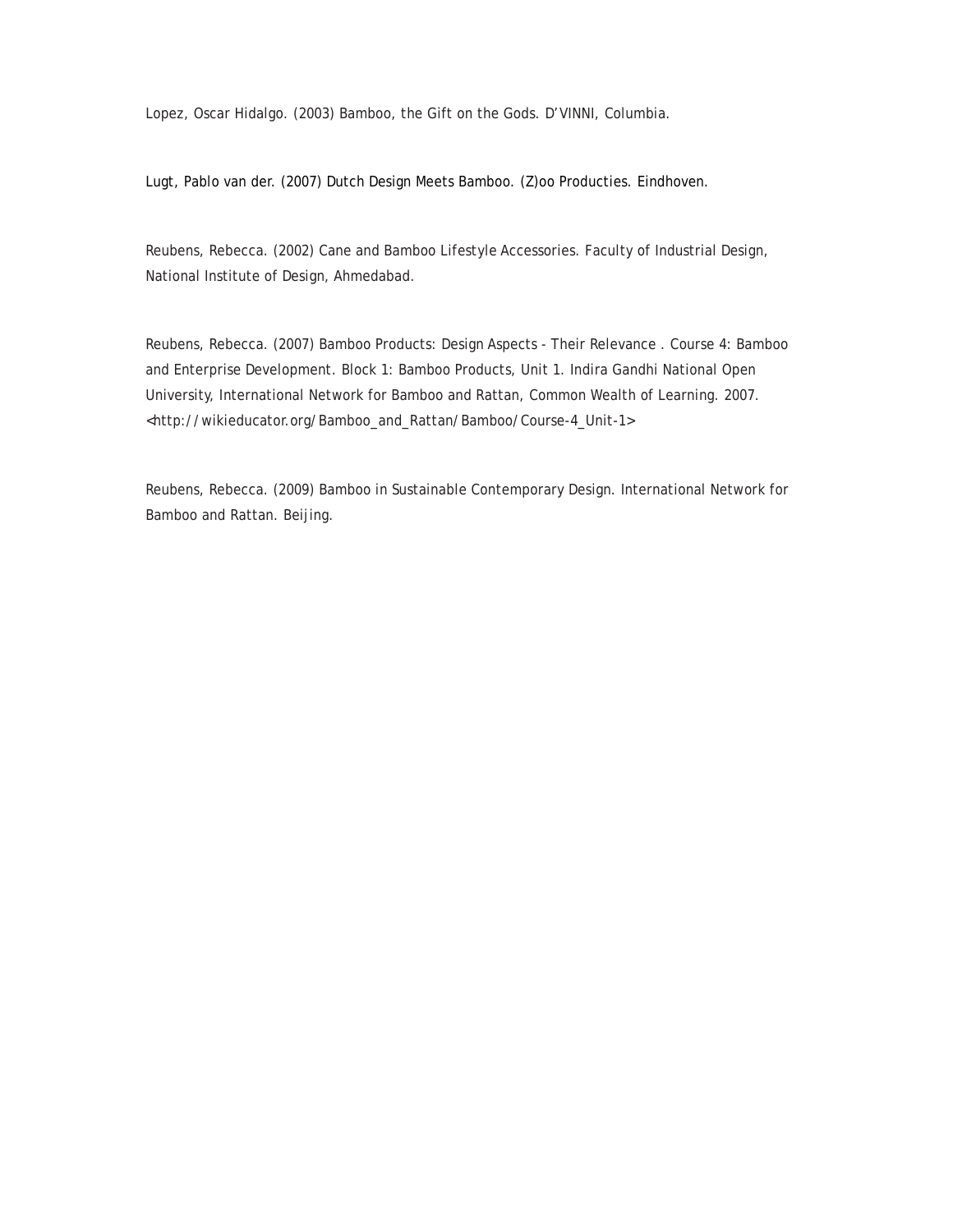Lopez, Oscar Hidalgo. (2003) Bamboo, the Gift on the Gods. D'VINNI, Columbia.

Lugt, Pablo van der. (2007) Dutch Design Meets Bamboo. (Z)oo Producties. Eindhoven.

Reubens, Rebecca. (2002) Cane and Bamboo Lifestyle Accessories. Faculty of Industrial Design, National Institute of Design, Ahmedabad.

Reubens, Rebecca. (2007) Bamboo Products: Design Aspects - Their Relevance . Course 4: Bamboo and Enterprise Development. Block 1: Bamboo Products, Unit 1. Indira Gandhi National Open University, International Network for Bamboo and Rattan, Common Wealth of Learning. 2007. <http://wikieducator.org/Bamboo_and_Rattan/Bamboo/Course-4_Unit-1>

Reubens, Rebecca. (2009) Bamboo in Sustainable Contemporary Design. International Network for Bamboo and Rattan. Beijing.